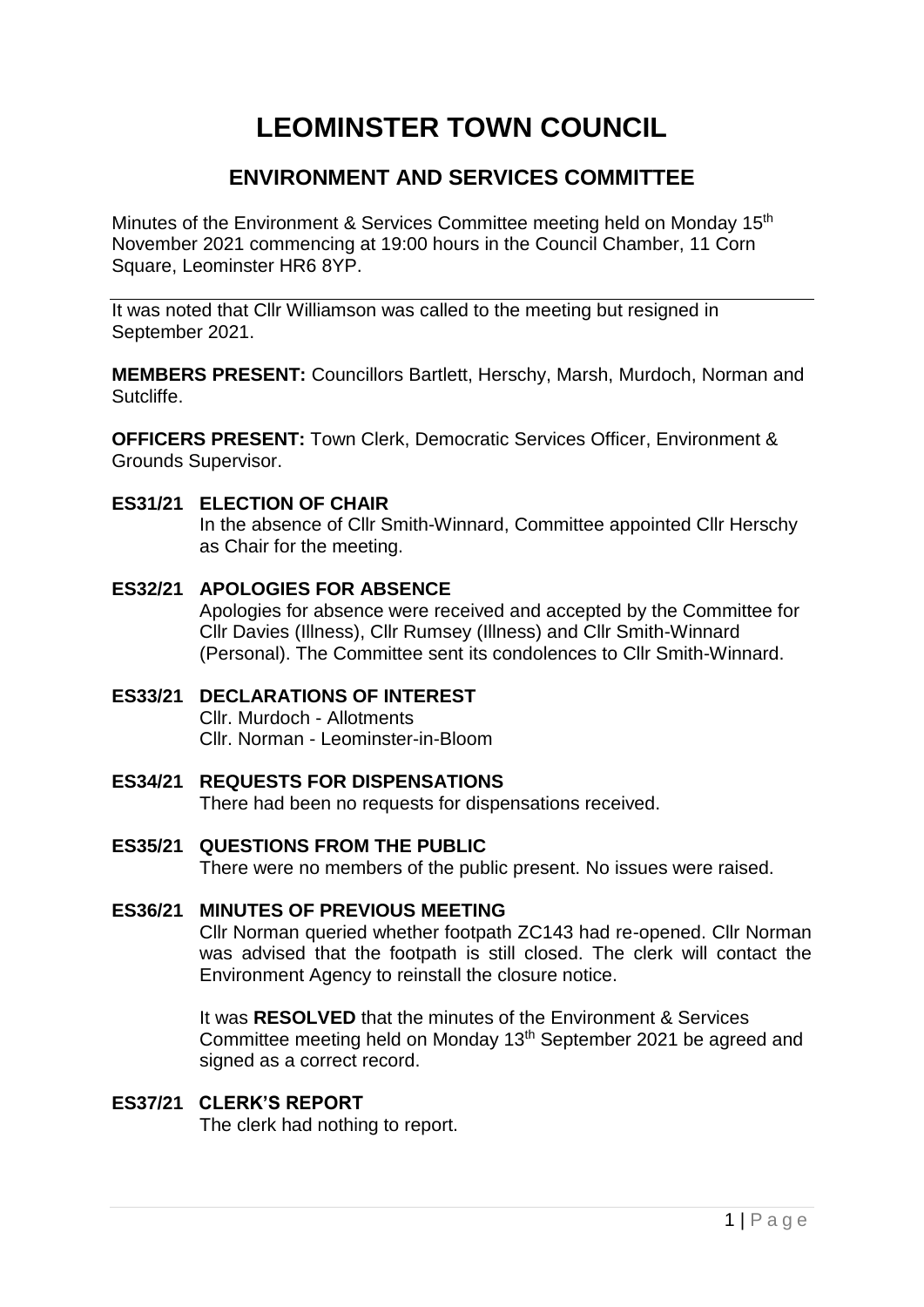# LEOMINSTER TOWN COUNCIL

## ENVIRONMENT AND SERVICES COMMITTEE

Minutes of the Environment & Services Committee meeting held on Monday 15th November 2021 commencing at 19:00 hours in the Council Chamber, 11 Corn Square, Leominster HR6 8YP.

---

It was noted that Cllr Williamson was called to the meeting but resigned in September 2021.

**MEMBERS PRESENT:** Councillors Bartlett, Herschy, Marsh, Murdoch, Norman and Sutcliffe.

**OFFICERS PRESENT:** Town Clerk, Democratic Services Officer, Environment & Grounds Supervisor.

**ES31/21 ELECTION OF CHAIR**

In the absence of Cllr Smith-Winnard, Committee appointed Cllr Herschy as Chair for the meeting.

**ES32/21 APOLOGIES FOR ABSENCE**

Apologies for absence were received and accepted by the Committee for Cllr Davies (Illness), Cllr Rumsey (Illness) and Cllr Smith-Winnard (Personal). The Committee sent its condolences to Cllr Smith-Winnard.

**ES33/21 DECLARATIONS OF INTEREST**

Cllr. Murdoch - Allotments
Cllr. Norman - Leominster-in-Bloom

**ES34/21 REQUESTS FOR DISPENSATIONS**

There had been no requests for dispensations received.

**ES35/21 QUESTIONS FROM THE PUBLIC**

There were no members of the public present. No issues were raised.

**ES36/21 MINUTES OF PREVIOUS MEETING**

Cllr Norman queried whether footpath ZC143 had re-opened. Cllr Norman was advised that the footpath is still closed. The clerk will contact the Environment Agency to reinstall the closure notice.

It was **RESOLVED** that the minutes of the Environment & Services Committee meeting held on Monday 13th September 2021 be agreed and signed as a correct record.

**ES37/21 CLERK'S REPORT**

The clerk had nothing to report.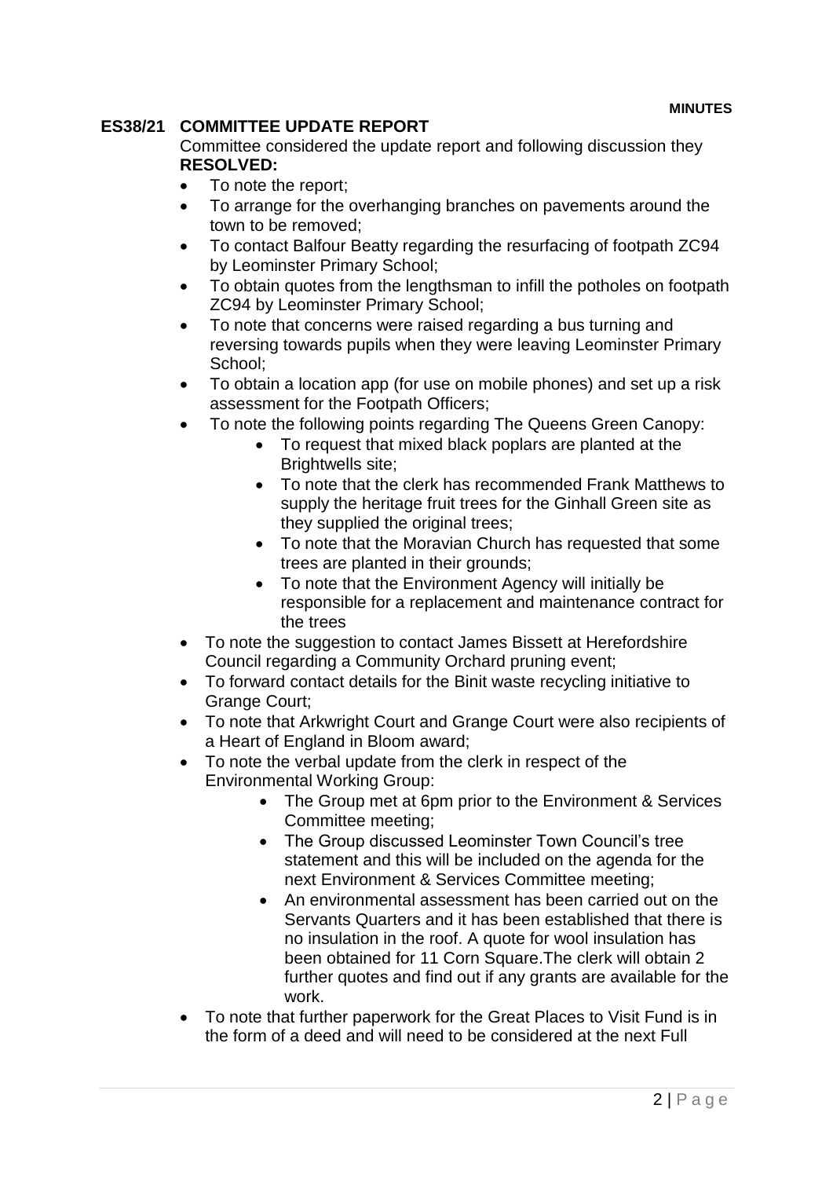**MINUTES**

## ES38/21 COMMITTEE UPDATE REPORT

Committee considered the update report and following discussion they **RESOLVED:**

- To note the report;
- To arrange for the overhanging branches on pavements around the town to be removed;
- To contact Balfour Beatty regarding the resurfacing of footpath ZC94 by Leominster Primary School;
- To obtain quotes from the lengthsman to infill the potholes on footpath ZC94 by Leominster Primary School;
- To note that concerns were raised regarding a bus turning and reversing towards pupils when they were leaving Leominster Primary School;
- To obtain a location app (for use on mobile phones) and set up a risk assessment for the Footpath Officers;
- To note the following points regarding The Queens Green Canopy:
    - To request that mixed black poplars are planted at the Brightwells site;
    - To note that the clerk has recommended Frank Matthews to supply the heritage fruit trees for the Ginhall Green site as they supplied the original trees;
    - To note that the Moravian Church has requested that some trees are planted in their grounds;
    - To note that the Environment Agency will initially be responsible for a replacement and maintenance contract for the trees
- To note the suggestion to contact James Bissett at Herefordshire Council regarding a Community Orchard pruning event;
- To forward contact details for the Binit waste recycling initiative to Grange Court;
- To note that Arkwright Court and Grange Court were also recipients of a Heart of England in Bloom award;
- To note the verbal update from the clerk in respect of the Environmental Working Group:
    - The Group met at 6pm prior to the Environment & Services Committee meeting;
    - The Group discussed Leominster Town Council's tree statement and this will be included on the agenda for the next Environment & Services Committee meeting;
    - An environmental assessment has been carried out on the Servants Quarters and it has been established that there is no insulation in the roof. A quote for wool insulation has been obtained for 11 Corn Square.The clerk will obtain 2 further quotes and find out if any grants are available for the work.
- To note that further paperwork for the Great Places to Visit Fund is in the form of a deed and will need to be considered at the next Full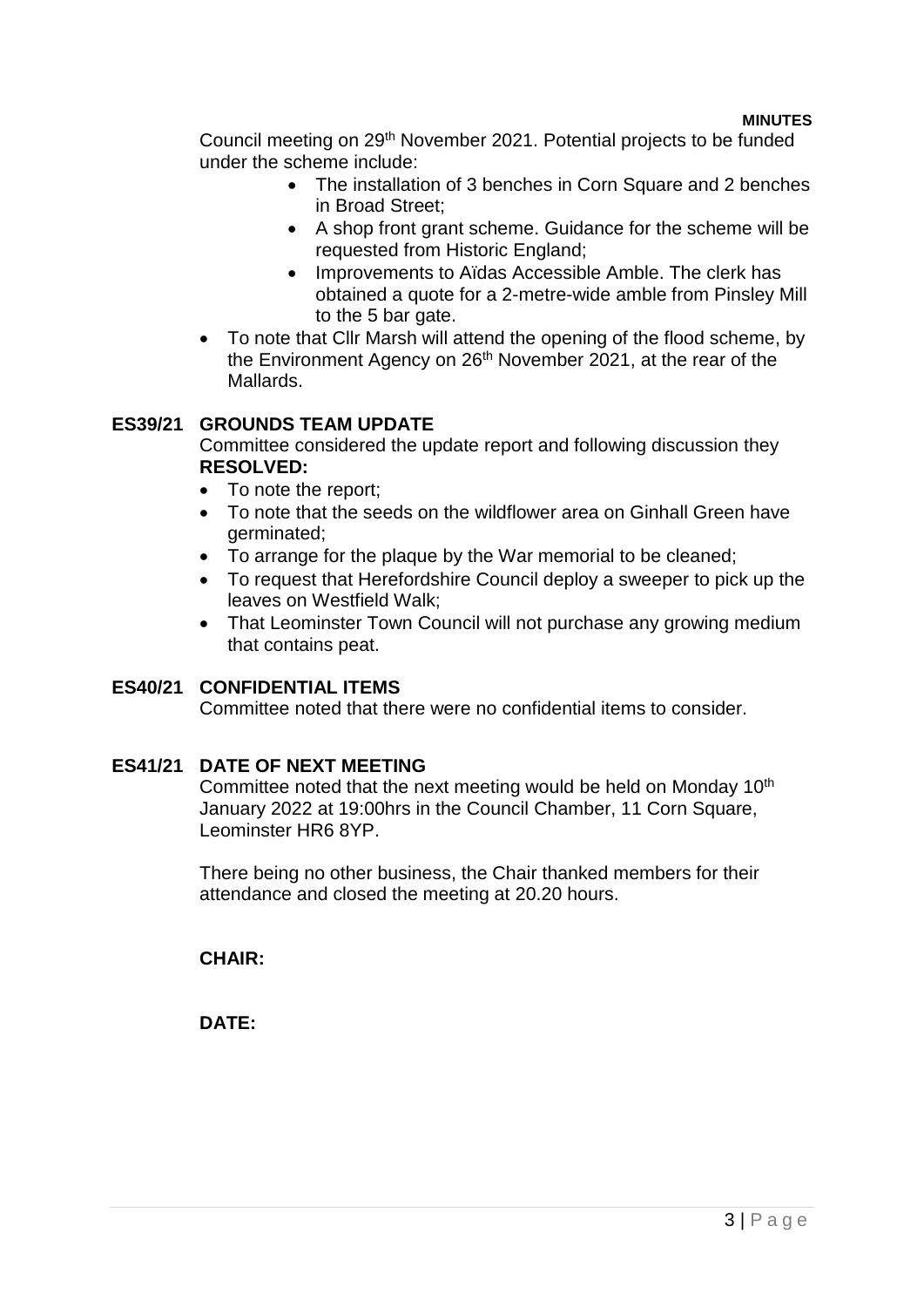Council meeting on 29th November 2021. Potential projects to be funded under the scheme include:

- The installation of 3 benches in Corn Square and 2 benches in Broad Street;
- A shop front grant scheme. Guidance for the scheme will be requested from Historic England;
- Improvements to Aïdas Accessible Amble. The clerk has obtained a quote for a 2-metre-wide amble from Pinsley Mill to the 5 bar gate.

- To note that Cllr Marsh will attend the opening of the flood scheme, by the Environment Agency on 26th November 2021, at the rear of the Mallards.

**ES39/21 GROUNDS TEAM UPDATE**

Committee considered the update report and following discussion they **RESOLVED:**

- To note the report;
- To note that the seeds on the wildflower area on Ginhall Green have germinated;
- To arrange for the plaque by the War memorial to be cleaned;
- To request that Herefordshire Council deploy a sweeper to pick up the leaves on Westfield Walk;
- That Leominster Town Council will not purchase any growing medium that contains peat.

**ES40/21 CONFIDENTIAL ITEMS**

Committee noted that there were no confidential items to consider.

**ES41/21 DATE OF NEXT MEETING**

Committee noted that the next meeting would be held on Monday 10th January 2022 at 19:00hrs in the Council Chamber, 11 Corn Square, Leominster HR6 8YP.

There being no other business, the Chair thanked members for their attendance and closed the meeting at 20.20 hours.

**CHAIR:**

**DATE:**